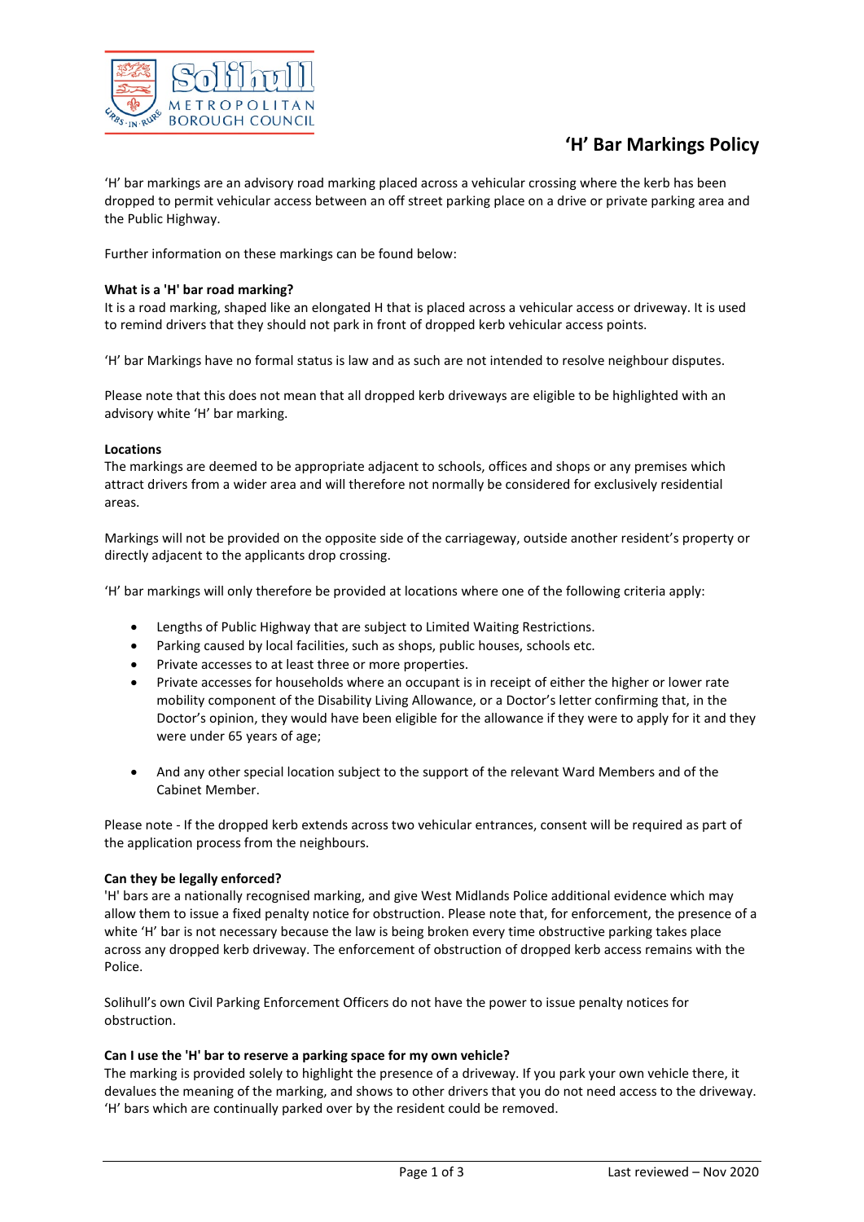# 'H' Bar Markings Policy

'H' bar markings are an advisory road marking placed across a vehicular crossing where the kerb has been dropped to permit vehicular access between an off street parking place on a drive or private parking area and the Public Highway.

Further information on these markings can be found below:

**What is a 'H' bar road marking?**
It is a road marking, shaped like an elongated H that is placed across a vehicular access or driveway. It is used to remind drivers that they should not park in front of dropped kerb vehicular access points.

'H' bar Markings have no formal status is law and as such are not intended to resolve neighbour disputes.

Please note that this does not mean that all dropped kerb driveways are eligible to be highlighted with an advisory white 'H' bar marking.

**Locations**
The markings are deemed to be appropriate adjacent to schools, offices and shops or any premises which attract drivers from a wider area and will therefore not normally be considered for exclusively residential areas.

Markings will not be provided on the opposite side of the carriageway, outside another resident's property or directly adjacent to the applicants drop crossing.

'H' bar markings will only therefore be provided at locations where one of the following criteria apply:

- Lengths of Public Highway that are subject to Limited Waiting Restrictions.
- Parking caused by local facilities, such as shops, public houses, schools etc.
- Private accesses to at least three or more properties.
- Private accesses for households where an occupant is in receipt of either the higher or lower rate mobility component of the Disability Living Allowance, or a Doctor's letter confirming that, in the Doctor's opinion, they would have been eligible for the allowance if they were to apply for it and they were under 65 years of age;
- And any other special location subject to the support of the relevant Ward Members and of the Cabinet Member.

Please note - If the dropped kerb extends across two vehicular entrances, consent will be required as part of the application process from the neighbours.

**Can they be legally enforced?**
'H' bars are a nationally recognised marking, and give West Midlands Police additional evidence which may allow them to issue a fixed penalty notice for obstruction. Please note that, for enforcement, the presence of a white 'H' bar is not necessary because the law is being broken every time obstructive parking takes place across any dropped kerb driveway. The enforcement of obstruction of dropped kerb access remains with the Police.

Solihull's own Civil Parking Enforcement Officers do not have the power to issue penalty notices for obstruction.

**Can I use the 'H' bar to reserve a parking space for my own vehicle?**
The marking is provided solely to highlight the presence of a driveway. If you park your own vehicle there, it devalues the meaning of the marking, and shows to other drivers that you do not need access to the driveway. 'H' bars which are continually parked over by the resident could be removed.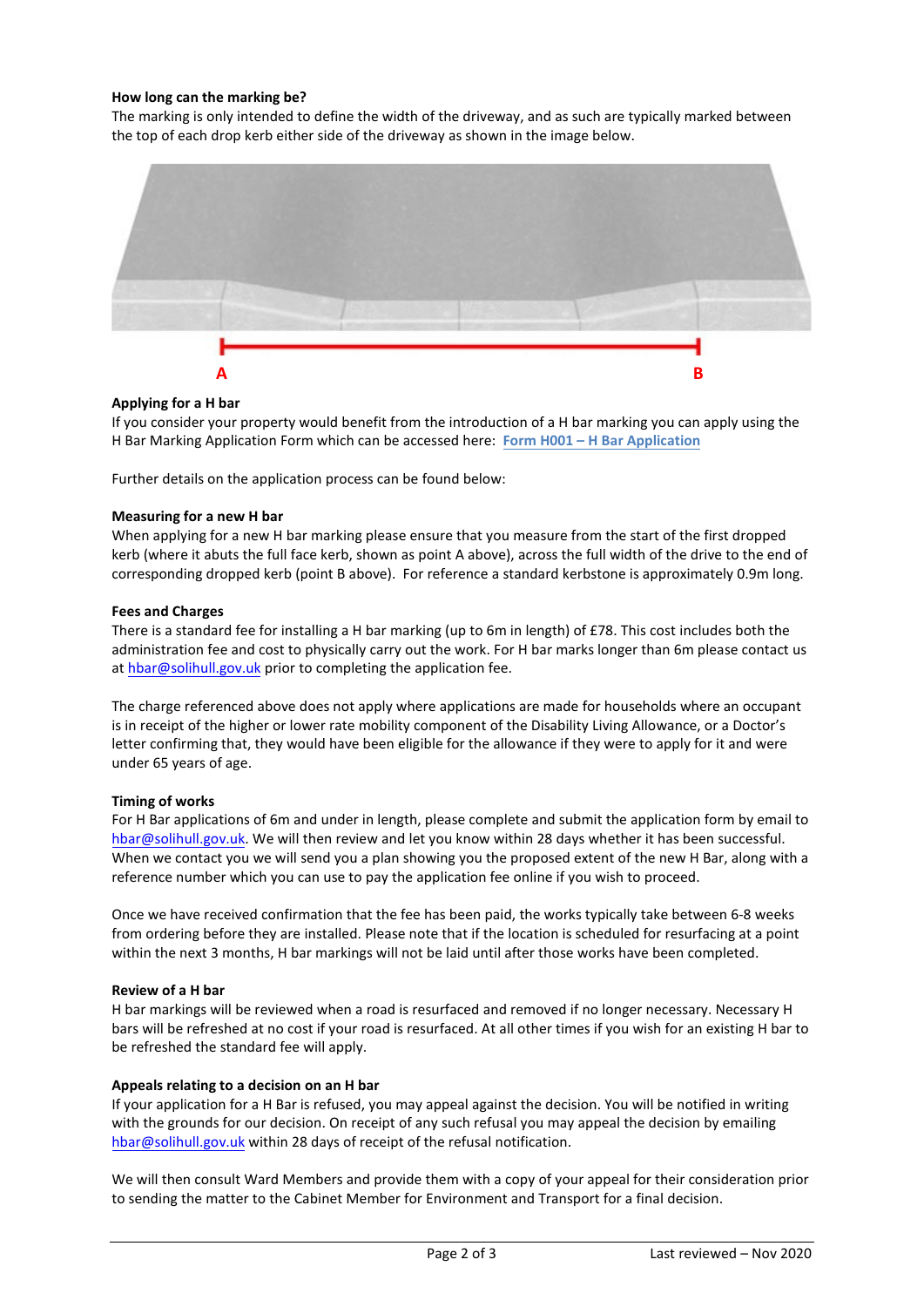**How long can the marking be?**

The marking is only intended to define the width of the driveway, and as such are typically marked between the top of each drop kerb either side of the driveway as shown in the image below.

A B

**Applying for a H bar**

If you consider your property would benefit from the introduction of a H bar marking you can apply using the H Bar Marking Application Form which can be accessed here: **Form H001 – H Bar Application**

Further details on the application process can be found below:

**Measuring for a new H bar**

When applying for a new H bar marking please ensure that you measure from the start of the first dropped kerb (where it abuts the full face kerb, shown as point A above), across the full width of the drive to the end of corresponding dropped kerb (point B above). For reference a standard kerbstone is approximately 0.9m long.

**Fees and Charges**

There is a standard fee for installing a H bar marking (up to 6m in length) of £78. This cost includes both the administration fee and cost to physically carry out the work. For H bar marks longer than 6m please contact us at hbar@solihull.gov.uk prior to completing the application fee.

The charge referenced above does not apply where applications are made for households where an occupant is in receipt of the higher or lower rate mobility component of the Disability Living Allowance, or a Doctor's letter confirming that, they would have been eligible for the allowance if they were to apply for it and were under 65 years of age.

**Timing of works**

For H Bar applications of 6m and under in length, please complete and submit the application form by email to hbar@solihull.gov.uk. We will then review and let you know within 28 days whether it has been successful. When we contact you we will send you a plan showing you the proposed extent of the new H Bar, along with a reference number which you can use to pay the application fee online if you wish to proceed.

Once we have received confirmation that the fee has been paid, the works typically take between 6-8 weeks from ordering before they are installed. Please note that if the location is scheduled for resurfacing at a point within the next 3 months, H bar markings will not be laid until after those works have been completed.

**Review of a H bar**

H bar markings will be reviewed when a road is resurfaced and removed if no longer necessary. Necessary H bars will be refreshed at no cost if your road is resurfaced. At all other times if you wish for an existing H bar to be refreshed the standard fee will apply.

**Appeals relating to a decision on an H bar**

If your application for a H Bar is refused, you may appeal against the decision. You will be notified in writing with the grounds for our decision. On receipt of any such refusal you may appeal the decision by emailing hbar@solihull.gov.uk within 28 days of receipt of the refusal notification.

We will then consult Ward Members and provide them with a copy of your appeal for their consideration prior to sending the matter to the Cabinet Member for Environment and Transport for a final decision.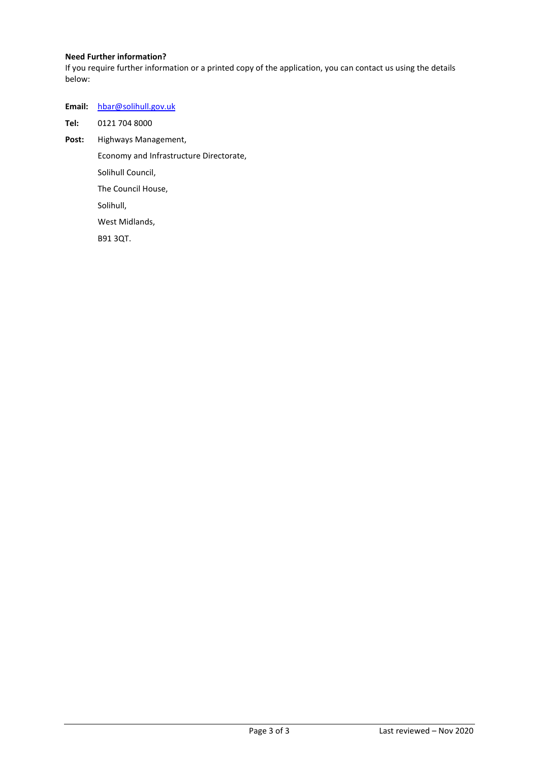**Need Further information?**

If you require further information or a printed copy of the application, you can contact us using the details below:

**Email:** hbar@solihull.gov.uk

**Tel:** 0121 704 8000

**Post:** Highways Management,

Economy and Infrastructure Directorate,

Solihull Council,

The Council House,

Solihull,

West Midlands,

B91 3QT.

Last reviewed – Nov 2020